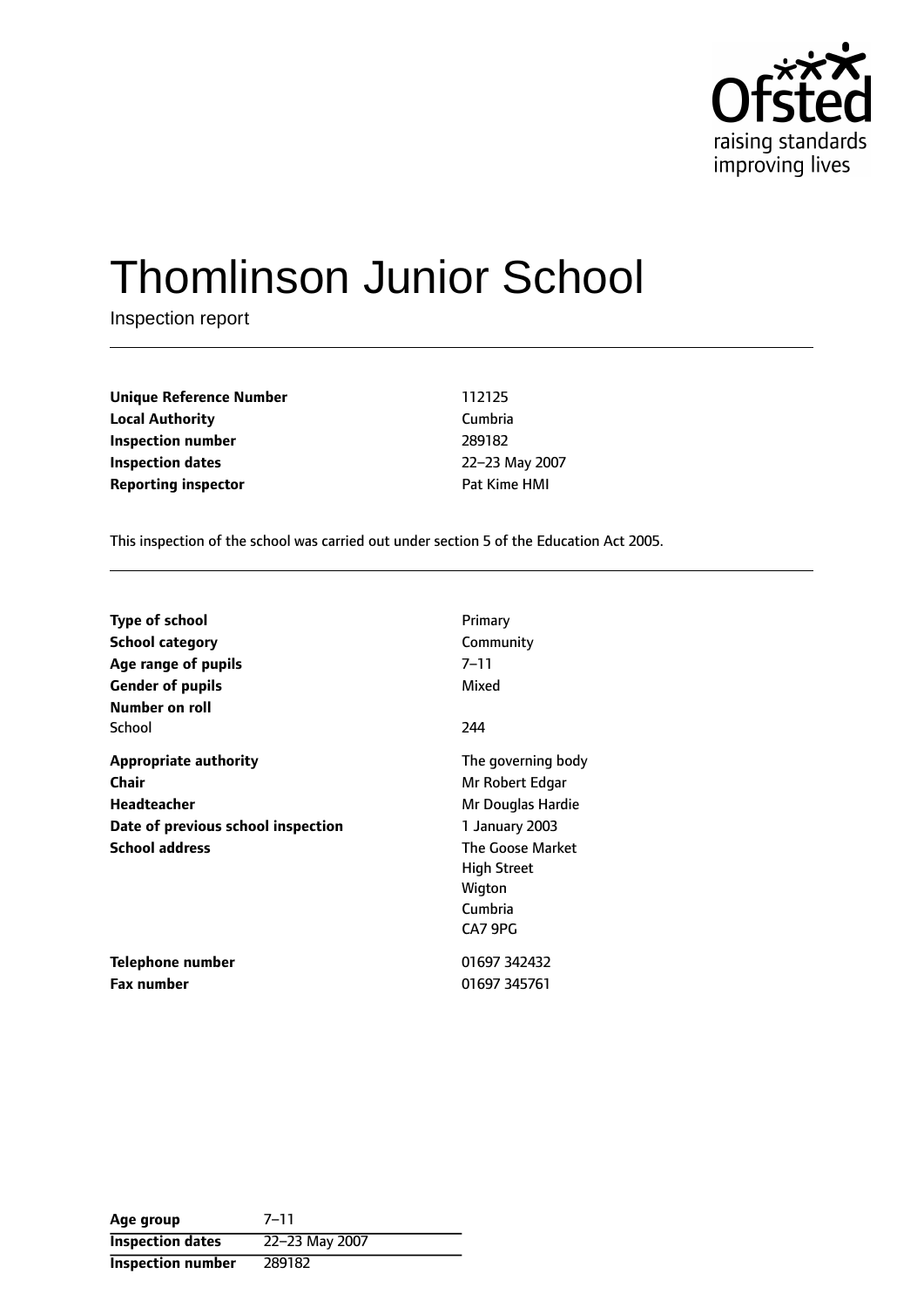Ofsted
raising standards
improving lives

# Thomlinson Junior School

Inspection report

| | |
|---|---|
| **Unique Reference Number** | 112125 |
| **Local Authority** | Cumbria |
| **Inspection number** | 289182 |
| **Inspection dates** | 22–23 May 2007 |
| **Reporting inspector** | Pat Kime HMI |

This inspection of the school was carried out under section 5 of the Education Act 2005.

| | |
|---|---|
| **Type of school** | Primary |
| **School category** | Community |
| **Age range of pupils** | 7–11 |
| **Gender of pupils** | Mixed |
| **Number on roll** | |
| School | 244 |
| **Appropriate authority** | The governing body |
| **Chair** | Mr Robert Edgar |
| **Headteacher** | Mr Douglas Hardie |
| **Date of previous school inspection** | 1 January 2003 |
| **School address** | The Goose Market<br>High Street<br>Wigton<br>Cumbria<br>CA7 9PG |
| **Telephone number** | 01697 342432 |
| **Fax number** | 01697 345761 |

| | |
|---|---|
| **Age group** | 7–11 |
| **Inspection dates** | 22–23 May 2007 |
| **Inspection number** | 289182 |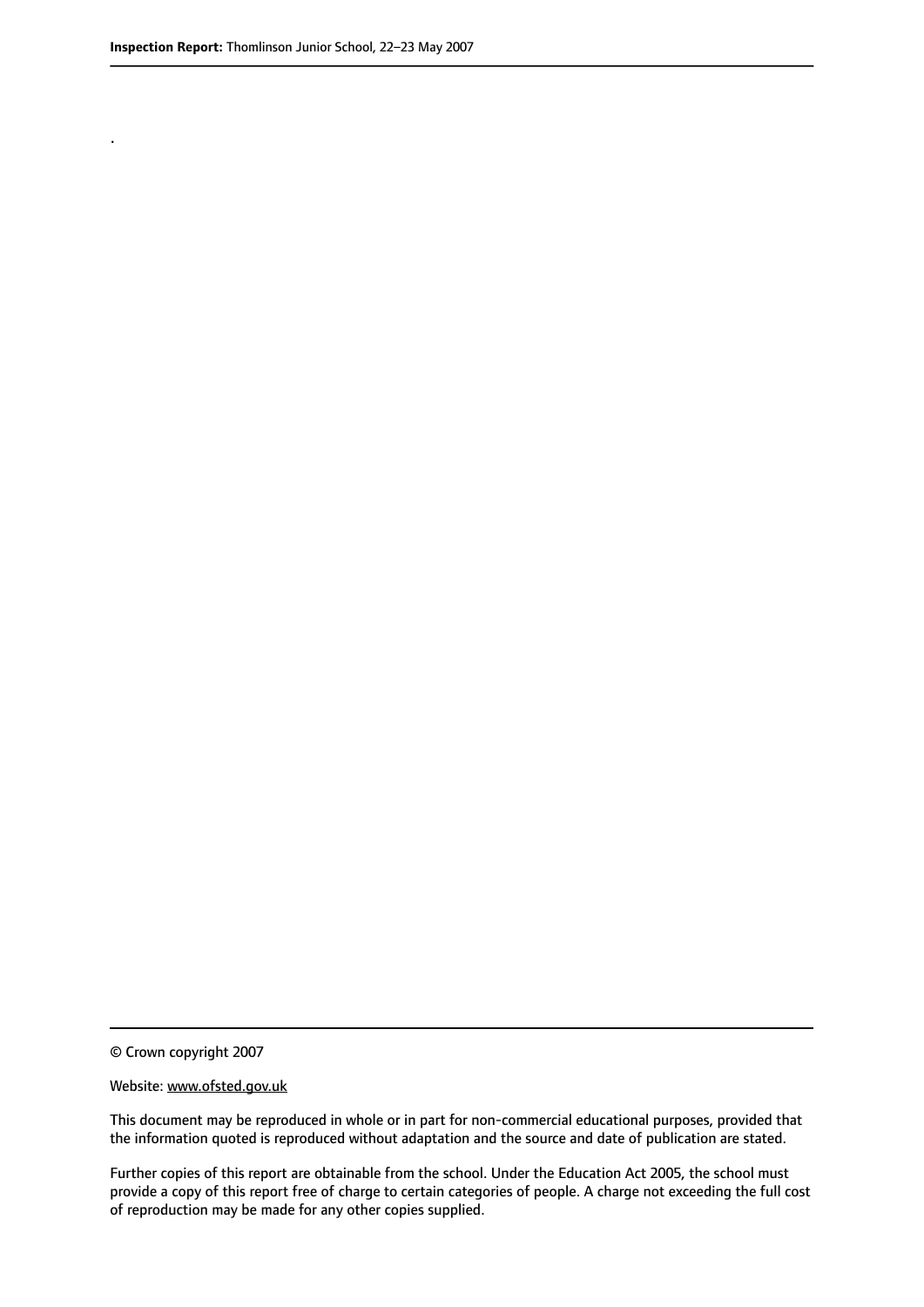.

© Crown copyright 2007

Website: www.ofsted.gov.uk

This document may be reproduced in whole or in part for non-commercial educational purposes, provided that the information quoted is reproduced without adaptation and the source and date of publication are stated.

Further copies of this report are obtainable from the school. Under the Education Act 2005, the school must provide a copy of this report free of charge to certain categories of people. A charge not exceeding the full cost of reproduction may be made for any other copies supplied.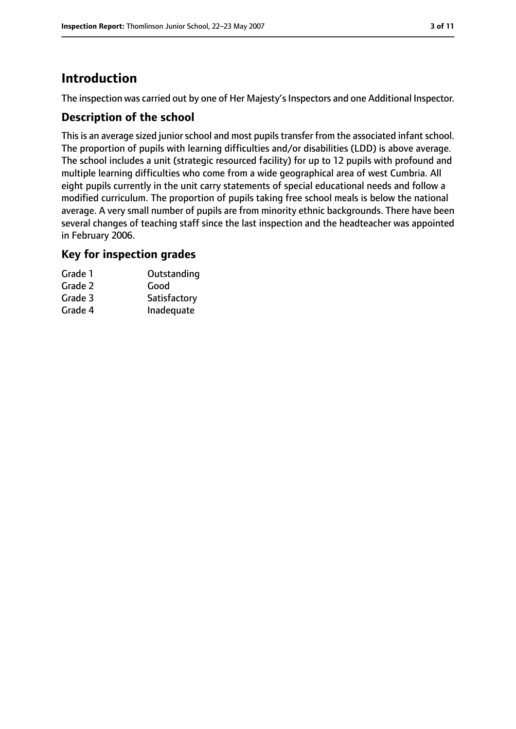# Introduction

The inspection was carried out by one of Her Majesty's Inspectors and one Additional Inspector.

## Description of the school

This is an average sized junior school and most pupils transfer from the associated infant school. The proportion of pupils with learning difficulties and/or disabilities (LDD) is above average. The school includes a unit (strategic resourced facility) for up to 12 pupils with profound and multiple learning difficulties who come from a wide geographical area of west Cumbria. All eight pupils currently in the unit carry statements of special educational needs and follow a modified curriculum. The proportion of pupils taking free school meals is below the national average. A very small number of pupils are from minority ethnic backgrounds. There have been several changes of teaching staff since the last inspection and the headteacher was appointed in February 2006.

## Key for inspection grades

| | |
|---|---|
| Grade 1 | Outstanding |
| Grade 2 | Good |
| Grade 3 | Satisfactory |
| Grade 4 | Inadequate |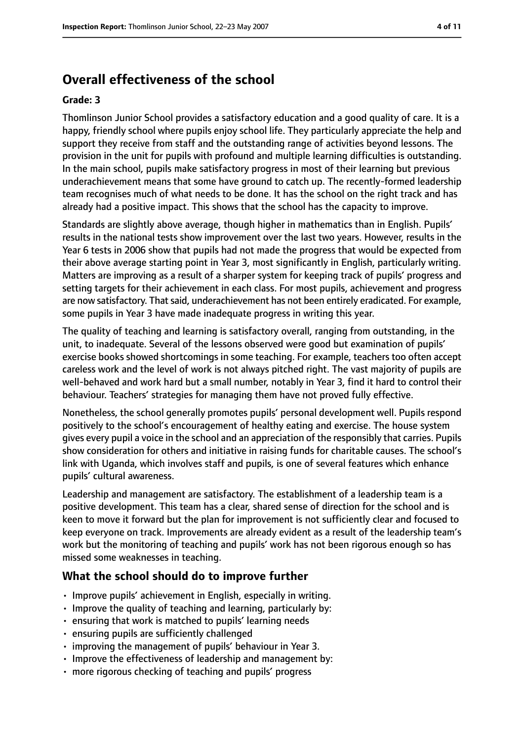## Overall effectiveness of the school

**Grade: 3**

Thomlinson Junior School provides a satisfactory education and a good quality of care. It is a happy, friendly school where pupils enjoy school life. They particularly appreciate the help and support they receive from staff and the outstanding range of activities beyond lessons. The provision in the unit for pupils with profound and multiple learning difficulties is outstanding. In the main school, pupils make satisfactory progress in most of their learning but previous underachievement means that some have ground to catch up. The recently-formed leadership team recognises much of what needs to be done. It has the school on the right track and has already had a positive impact. This shows that the school has the capacity to improve.

Standards are slightly above average, though higher in mathematics than in English. Pupils' results in the national tests show improvement over the last two years. However, results in the Year 6 tests in 2006 show that pupils had not made the progress that would be expected from their above average starting point in Year 3, most significantly in English, particularly writing. Matters are improving as a result of a sharper system for keeping track of pupils' progress and setting targets for their achievement in each class. For most pupils, achievement and progress are now satisfactory. That said, underachievement has not been entirely eradicated. For example, some pupils in Year 3 have made inadequate progress in writing this year.

The quality of teaching and learning is satisfactory overall, ranging from outstanding, in the unit, to inadequate. Several of the lessons observed were good but examination of pupils' exercise books showed shortcomings in some teaching. For example, teachers too often accept careless work and the level of work is not always pitched right. The vast majority of pupils are well-behaved and work hard but a small number, notably in Year 3, find it hard to control their behaviour. Teachers' strategies for managing them have not proved fully effective.

Nonetheless, the school generally promotes pupils' personal development well. Pupils respond positively to the school's encouragement of healthy eating and exercise. The house system gives every pupil a voice in the school and an appreciation of the responsibly that carries. Pupils show consideration for others and initiative in raising funds for charitable causes. The school's link with Uganda, which involves staff and pupils, is one of several features which enhance pupils' cultural awareness.

Leadership and management are satisfactory. The establishment of a leadership team is a positive development. This team has a clear, shared sense of direction for the school and is keen to move it forward but the plan for improvement is not sufficiently clear and focused to keep everyone on track. Improvements are already evident as a result of the leadership team's work but the monitoring of teaching and pupils' work has not been rigorous enough so has missed some weaknesses in teaching.

## What the school should do to improve further

- Improve pupils' achievement in English, especially in writing.
- Improve the quality of teaching and learning, particularly by:
- ensuring that work is matched to pupils' learning needs
- ensuring pupils are sufficiently challenged
- improving the management of pupils' behaviour in Year 3.
- Improve the effectiveness of leadership and management by:
- more rigorous checking of teaching and pupils' progress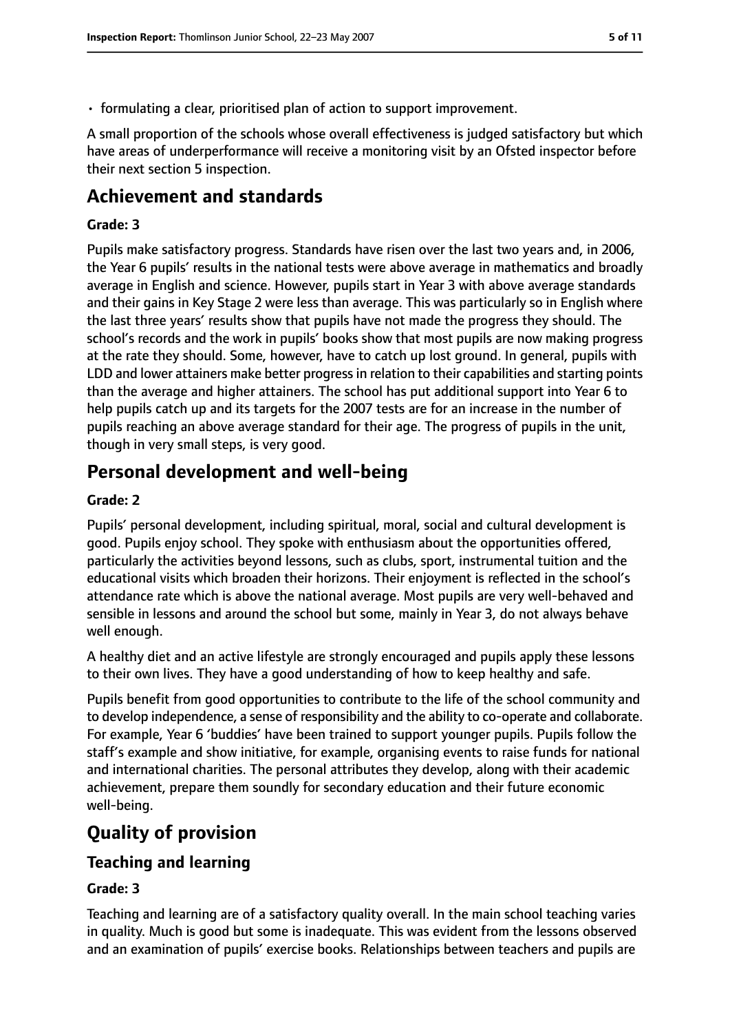- formulating a clear, prioritised plan of action to support improvement.

A small proportion of the schools whose overall effectiveness is judged satisfactory but which have areas of underperformance will receive a monitoring visit by an Ofsted inspector before their next section 5 inspection.

## Achievement and standards

### Grade: 3

Pupils make satisfactory progress. Standards have risen over the last two years and, in 2006, the Year 6 pupils' results in the national tests were above average in mathematics and broadly average in English and science. However, pupils start in Year 3 with above average standards and their gains in Key Stage 2 were less than average. This was particularly so in English where the last three years' results show that pupils have not made the progress they should. The school's records and the work in pupils' books show that most pupils are now making progress at the rate they should. Some, however, have to catch up lost ground. In general, pupils with LDD and lower attainers make better progress in relation to their capabilities and starting points than the average and higher attainers. The school has put additional support into Year 6 to help pupils catch up and its targets for the 2007 tests are for an increase in the number of pupils reaching an above average standard for their age. The progress of pupils in the unit, though in very small steps, is very good.

## Personal development and well-being

### Grade: 2

Pupils' personal development, including spiritual, moral, social and cultural development is good. Pupils enjoy school. They spoke with enthusiasm about the opportunities offered, particularly the activities beyond lessons, such as clubs, sport, instrumental tuition and the educational visits which broaden their horizons. Their enjoyment is reflected in the school's attendance rate which is above the national average. Most pupils are very well-behaved and sensible in lessons and around the school but some, mainly in Year 3, do not always behave well enough.

A healthy diet and an active lifestyle are strongly encouraged and pupils apply these lessons to their own lives. They have a good understanding of how to keep healthy and safe.

Pupils benefit from good opportunities to contribute to the life of the school community and to develop independence, a sense of responsibility and the ability to co-operate and collaborate. For example, Year 6 'buddies' have been trained to support younger pupils. Pupils follow the staff's example and show initiative, for example, organising events to raise funds for national and international charities. The personal attributes they develop, along with their academic achievement, prepare them soundly for secondary education and their future economic well-being.

# Quality of provision

## Teaching and learning

### Grade: 3

Teaching and learning are of a satisfactory quality overall. In the main school teaching varies in quality. Much is good but some is inadequate. This was evident from the lessons observed and an examination of pupils' exercise books. Relationships between teachers and pupils are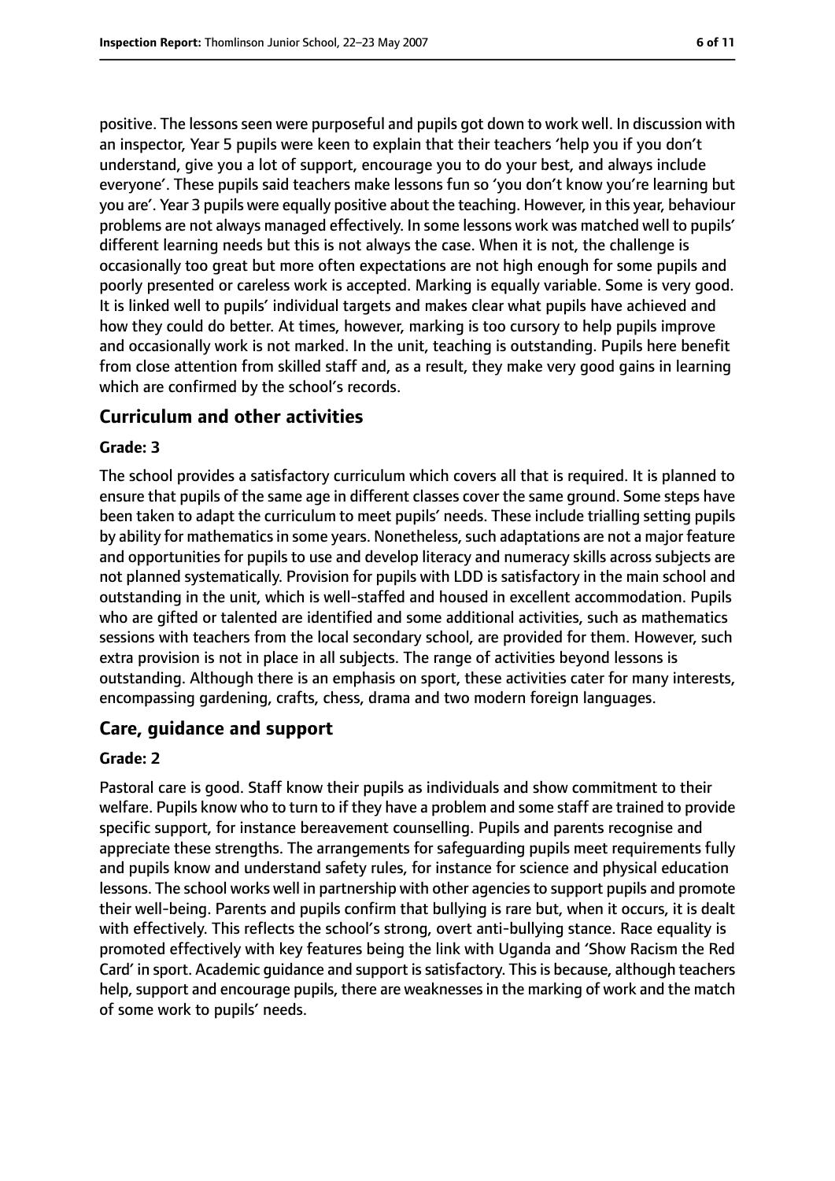positive. The lessons seen were purposeful and pupils got down to work well. In discussion with an inspector, Year 5 pupils were keen to explain that their teachers 'help you if you don't understand, give you a lot of support, encourage you to do your best, and always include everyone'. These pupils said teachers make lessons fun so 'you don't know you're learning but you are'. Year 3 pupils were equally positive about the teaching. However, in this year, behaviour problems are not always managed effectively. In some lessons work was matched well to pupils' different learning needs but this is not always the case. When it is not, the challenge is occasionally too great but more often expectations are not high enough for some pupils and poorly presented or careless work is accepted. Marking is equally variable. Some is very good. It is linked well to pupils' individual targets and makes clear what pupils have achieved and how they could do better. At times, however, marking is too cursory to help pupils improve and occasionally work is not marked. In the unit, teaching is outstanding. Pupils here benefit from close attention from skilled staff and, as a result, they make very good gains in learning which are confirmed by the school's records.

## Curriculum and other activities

### Grade: 3

The school provides a satisfactory curriculum which covers all that is required. It is planned to ensure that pupils of the same age in different classes cover the same ground. Some steps have been taken to adapt the curriculum to meet pupils' needs. These include trialling setting pupils by ability for mathematics in some years. Nonetheless, such adaptations are not a major feature and opportunities for pupils to use and develop literacy and numeracy skills across subjects are not planned systematically. Provision for pupils with LDD is satisfactory in the main school and outstanding in the unit, which is well-staffed and housed in excellent accommodation. Pupils who are gifted or talented are identified and some additional activities, such as mathematics sessions with teachers from the local secondary school, are provided for them. However, such extra provision is not in place in all subjects. The range of activities beyond lessons is outstanding. Although there is an emphasis on sport, these activities cater for many interests, encompassing gardening, crafts, chess, drama and two modern foreign languages.

## Care, guidance and support

### Grade: 2

Pastoral care is good. Staff know their pupils as individuals and show commitment to their welfare. Pupils know who to turn to if they have a problem and some staff are trained to provide specific support, for instance bereavement counselling. Pupils and parents recognise and appreciate these strengths. The arrangements for safeguarding pupils meet requirements fully and pupils know and understand safety rules, for instance for science and physical education lessons. The school works well in partnership with other agencies to support pupils and promote their well-being. Parents and pupils confirm that bullying is rare but, when it occurs, it is dealt with effectively. This reflects the school's strong, overt anti-bullying stance. Race equality is promoted effectively with key features being the link with Uganda and 'Show Racism the Red Card' in sport. Academic guidance and support is satisfactory. This is because, although teachers help, support and encourage pupils, there are weaknesses in the marking of work and the match of some work to pupils' needs.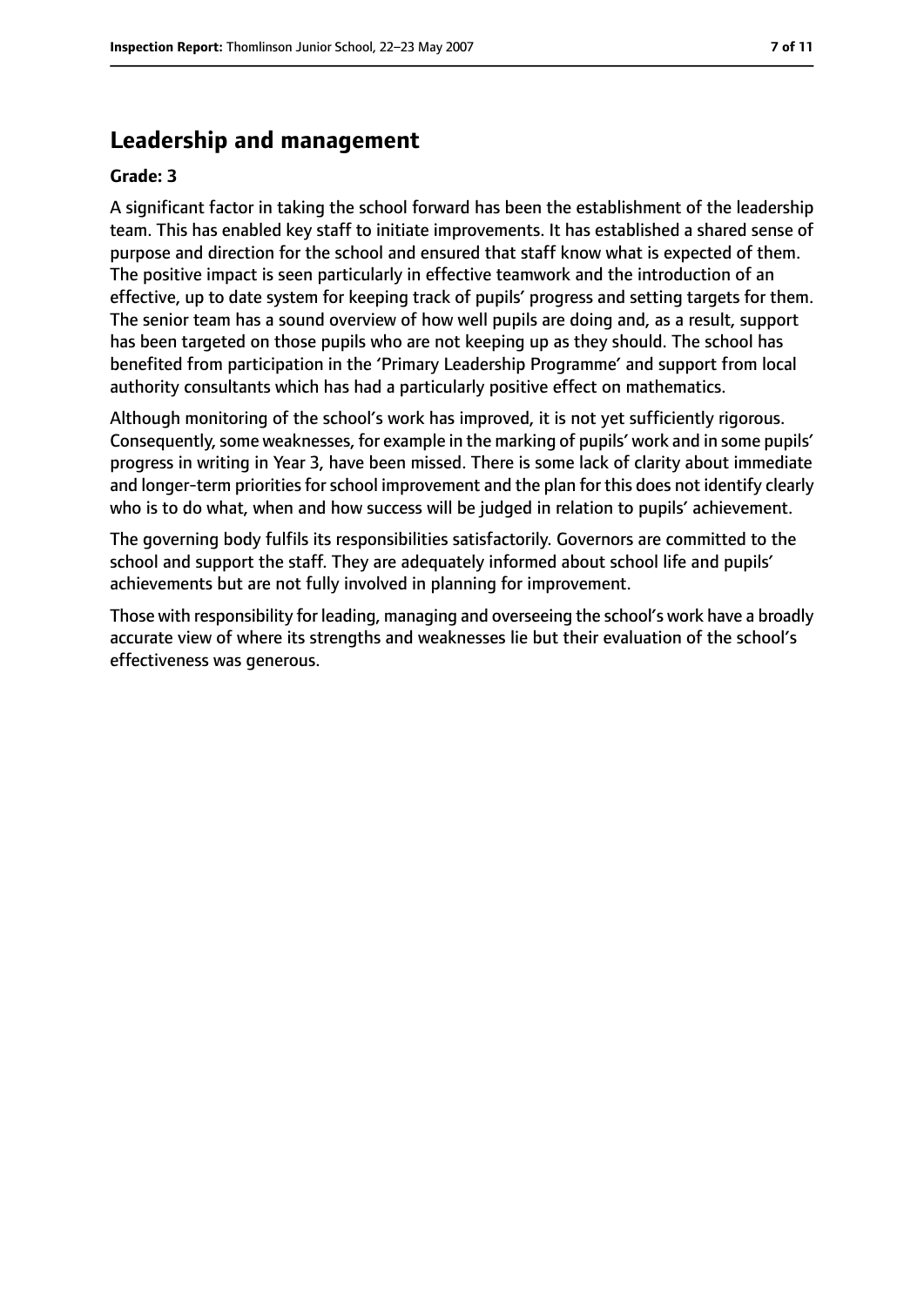## Leadership and management

**Grade: 3**

A significant factor in taking the school forward has been the establishment of the leadership team. This has enabled key staff to initiate improvements. It has established a shared sense of purpose and direction for the school and ensured that staff know what is expected of them. The positive impact is seen particularly in effective teamwork and the introduction of an effective, up to date system for keeping track of pupils' progress and setting targets for them. The senior team has a sound overview of how well pupils are doing and, as a result, support has been targeted on those pupils who are not keeping up as they should. The school has benefited from participation in the 'Primary Leadership Programme' and support from local authority consultants which has had a particularly positive effect on mathematics.

Although monitoring of the school's work has improved, it is not yet sufficiently rigorous. Consequently, some weaknesses, for example in the marking of pupils' work and in some pupils' progress in writing in Year 3, have been missed. There is some lack of clarity about immediate and longer-term priorities for school improvement and the plan for this does not identify clearly who is to do what, when and how success will be judged in relation to pupils' achievement.

The governing body fulfils its responsibilities satisfactorily. Governors are committed to the school and support the staff. They are adequately informed about school life and pupils' achievements but are not fully involved in planning for improvement.

Those with responsibility for leading, managing and overseeing the school's work have a broadly accurate view of where its strengths and weaknesses lie but their evaluation of the school's effectiveness was generous.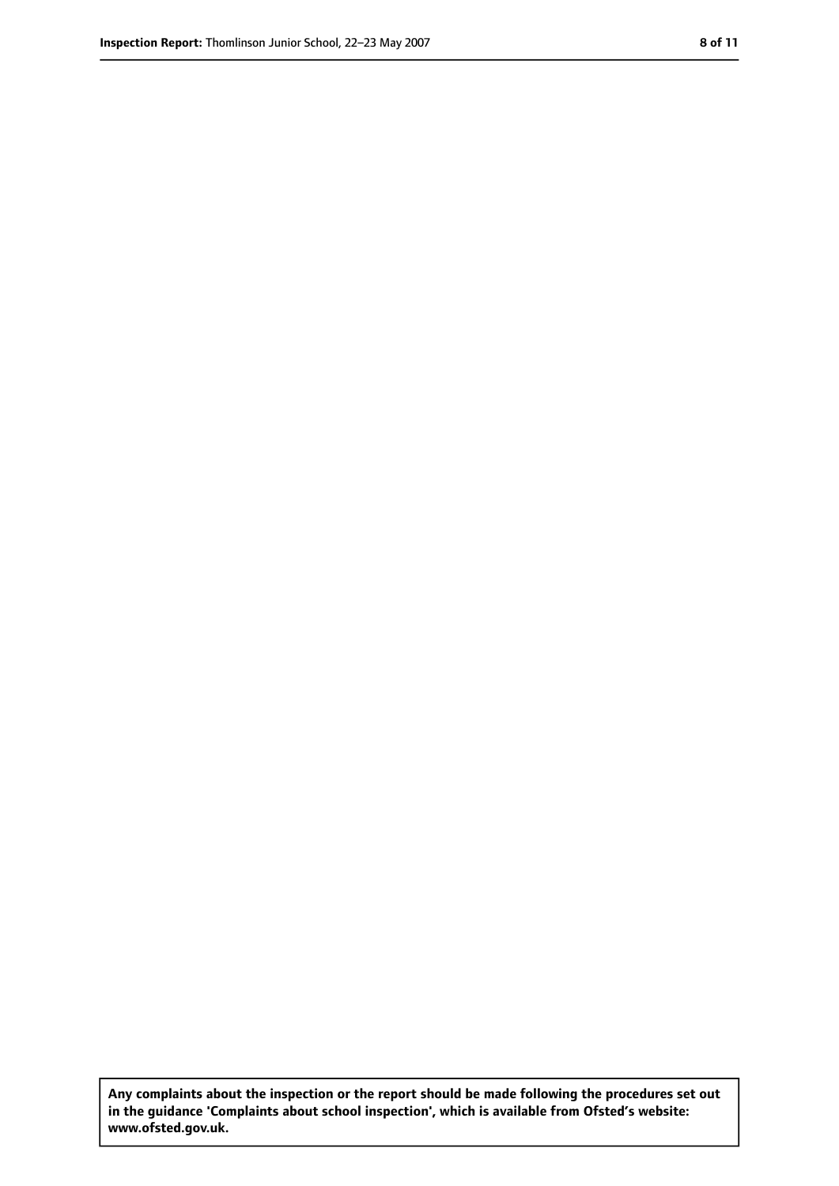**Any complaints about the inspection or the report should be made following the procedures set out in the guidance 'Complaints about school inspection', which is available from Ofsted's website: www.ofsted.gov.uk.**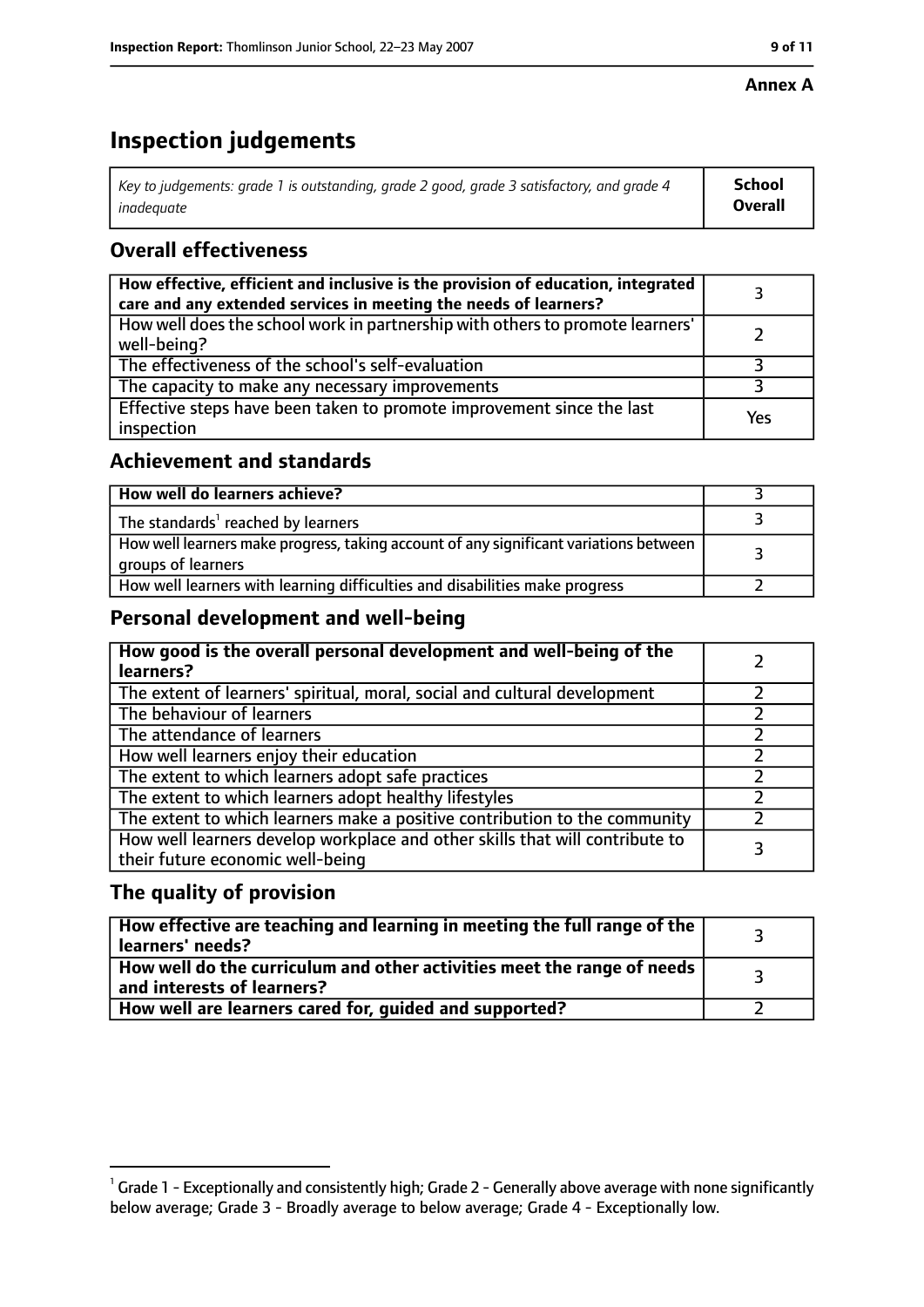**Annex A**

# Inspection judgements

| *Key to judgements: grade 1 is outstanding, grade 2 good, grade 3 satisfactory, and grade 4 inadequate* | **School Overall** |
|---|---|

## Overall effectiveness

| | |
|---|---|
| **How effective, efficient and inclusive is the provision of education, integrated care and any extended services in meeting the needs of learners?** | 3 |
| How well does the school work in partnership with others to promote learners' well-being? | 2 |
| The effectiveness of the school's self-evaluation | 3 |
| The capacity to make any necessary improvements | 3 |
| Effective steps have been taken to promote improvement since the last inspection | Yes |

## Achievement and standards

| | |
|---|---|
| **How well do learners achieve?** | 3 |
| The standards[1] reached by learners | 3 |
| How well learners make progress, taking account of any significant variations between groups of learners | 3 |
| How well learners with learning difficulties and disabilities make progress | 2 |

## Personal development and well-being

| | |
|---|---|
| **How good is the overall personal development and well-being of the learners?** | 2 |
| The extent of learners' spiritual, moral, social and cultural development | 2 |
| The behaviour of learners | 2 |
| The attendance of learners | 2 |
| How well learners enjoy their education | 2 |
| The extent to which learners adopt safe practices | 2 |
| The extent to which learners adopt healthy lifestyles | 2 |
| The extent to which learners make a positive contribution to the community | 2 |
| How well learners develop workplace and other skills that will contribute to their future economic well-being | 3 |

## The quality of provision

| | |
|---|---|
| **How effective are teaching and learning in meeting the full range of the learners' needs?** | 3 |
| **How well do the curriculum and other activities meet the range of needs and interests of learners?** | 3 |
| **How well are learners cared for, guided and supported?** | 2 |

[1] Grade 1 - Exceptionally and consistently high; Grade 2 - Generally above average with none significantly below average; Grade 3 - Broadly average to below average; Grade 4 - Exceptionally low.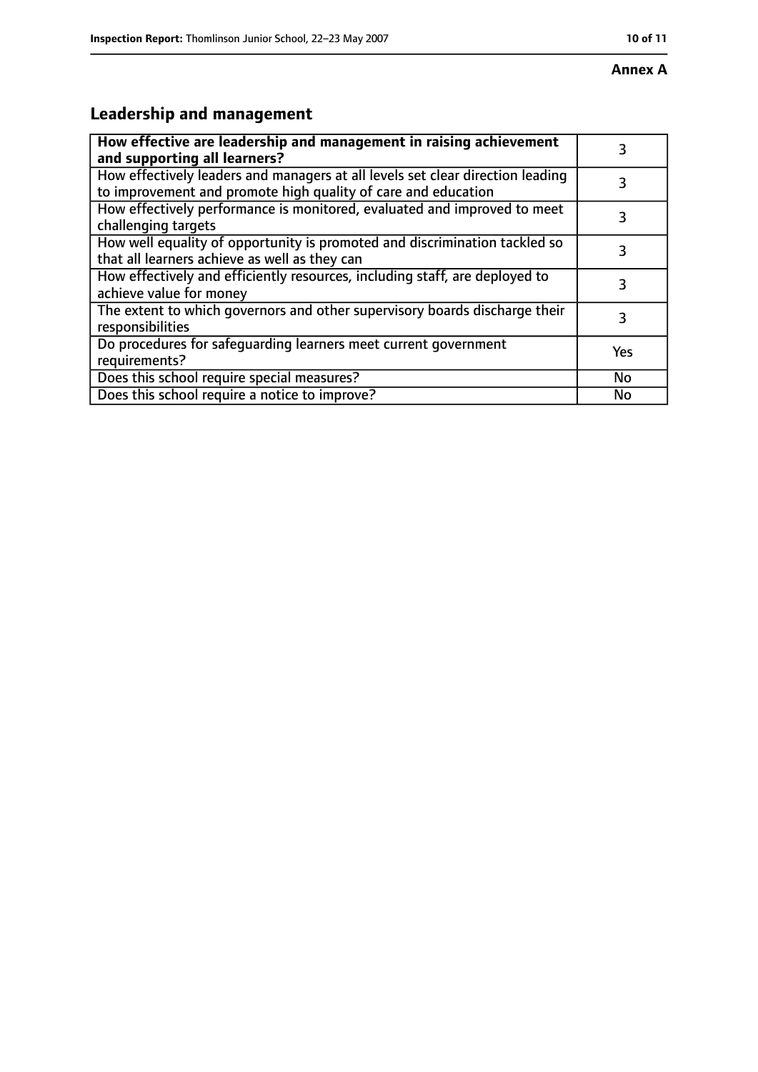**Annex A**

## Leadership and management

| How effective are leadership and management in raising achievement and supporting all learners? | 3 |
|---|---|
| How effectively leaders and managers at all levels set clear direction leading to improvement and promote high quality of care and education | 3 |
| How effectively performance is monitored, evaluated and improved to meet challenging targets | 3 |
| How well equality of opportunity is promoted and discrimination tackled so that all learners achieve as well as they can | 3 |
| How effectively and efficiently resources, including staff, are deployed to achieve value for money | 3 |
| The extent to which governors and other supervisory boards discharge their responsibilities | 3 |
| Do procedures for safeguarding learners meet current government requirements? | Yes |
| Does this school require special measures? | No |
| Does this school require a notice to improve? | No |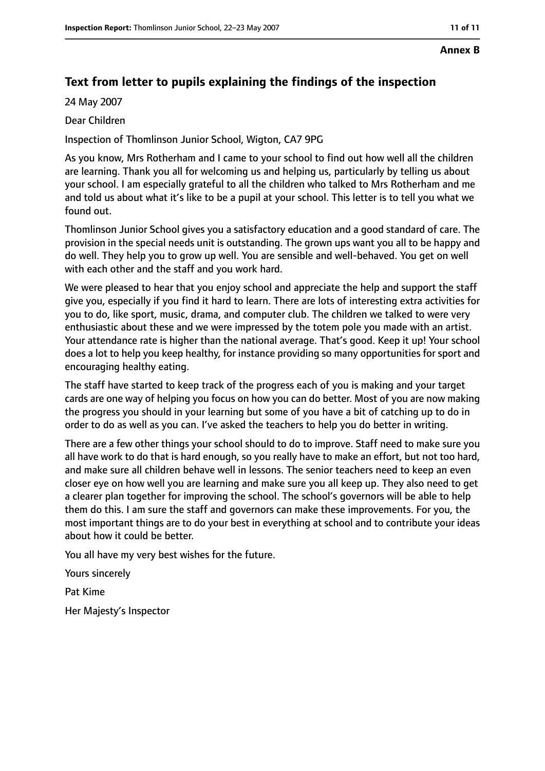**Annex B**

## Text from letter to pupils explaining the findings of the inspection

24 May 2007

Dear Children

Inspection of Thomlinson Junior School, Wigton, CA7 9PG

As you know, Mrs Rotherham and I came to your school to find out how well all the children are learning. Thank you all for welcoming us and helping us, particularly by telling us about your school. I am especially grateful to all the children who talked to Mrs Rotherham and me and told us about what it's like to be a pupil at your school. This letter is to tell you what we found out.

Thomlinson Junior School gives you a satisfactory education and a good standard of care. The provision in the special needs unit is outstanding. The grown ups want you all to be happy and do well. They help you to grow up well. You are sensible and well-behaved. You get on well with each other and the staff and you work hard.

We were pleased to hear that you enjoy school and appreciate the help and support the staff give you, especially if you find it hard to learn. There are lots of interesting extra activities for you to do, like sport, music, drama, and computer club. The children we talked to were very enthusiastic about these and we were impressed by the totem pole you made with an artist. Your attendance rate is higher than the national average. That's good. Keep it up! Your school does a lot to help you keep healthy, for instance providing so many opportunities for sport and encouraging healthy eating.

The staff have started to keep track of the progress each of you is making and your target cards are one way of helping you focus on how you can do better. Most of you are now making the progress you should in your learning but some of you have a bit of catching up to do in order to do as well as you can. I've asked the teachers to help you do better in writing.

There are a few other things your school should to do to improve. Staff need to make sure you all have work to do that is hard enough, so you really have to make an effort, but not too hard, and make sure all children behave well in lessons. The senior teachers need to keep an even closer eye on how well you are learning and make sure you all keep up. They also need to get a clearer plan together for improving the school. The school's governors will be able to help them do this. I am sure the staff and governors can make these improvements. For you, the most important things are to do your best in everything at school and to contribute your ideas about how it could be better.

You all have my very best wishes for the future.

Yours sincerely

Pat Kime

Her Majesty's Inspector